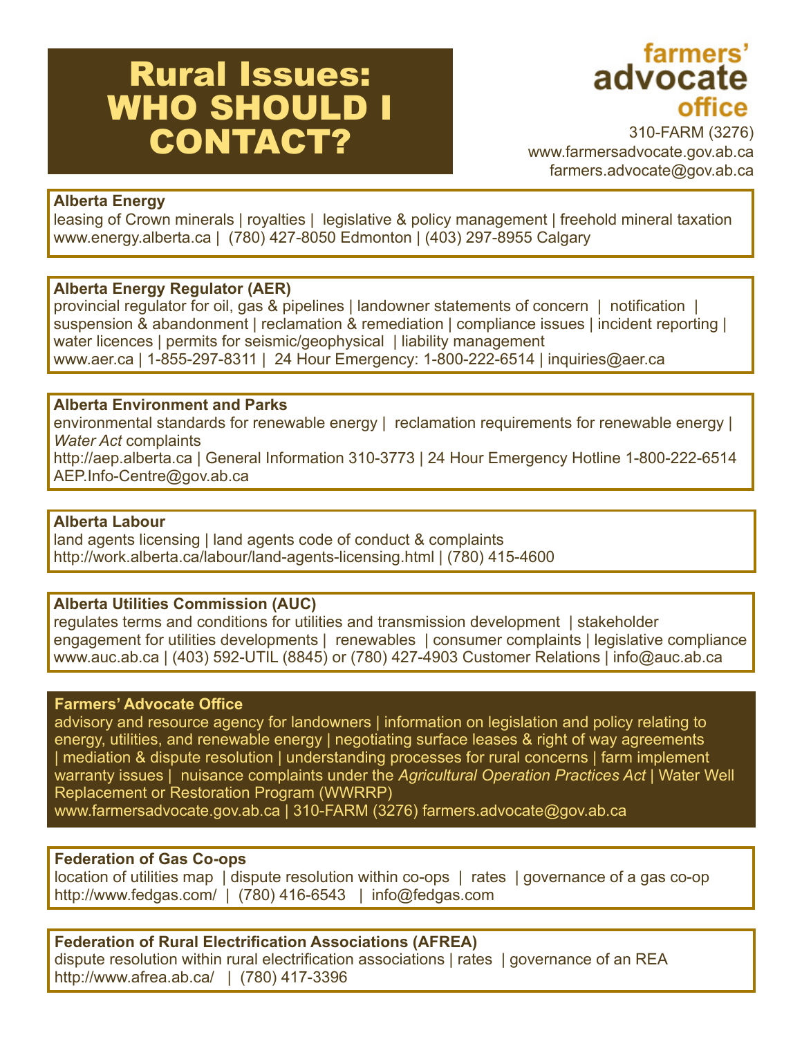# Rural Issues: WHO SHOULD I CONTACT?

**farmers' advocate office**

310-FARM (3276)
www.farmersadvocate.gov.ab.ca
farmers.advocate@gov.ab.ca

**Alberta Energy**
leasing of Crown minerals | royalties | legislative & policy management | freehold mineral taxation
www.energy.alberta.ca | (780) 427-8050 Edmonton | (403) 297-8955 Calgary

**Alberta Energy Regulator (AER)**
provincial regulator for oil, gas & pipelines | landowner statements of concern | notification | suspension & abandonment | reclamation & remediation | compliance issues | incident reporting | water licences | permits for seismic/geophysical | liability management
www.aer.ca | 1-855-297-8311 | 24 Hour Emergency: 1-800-222-6514 | inquiries@aer.ca

**Alberta Environment and Parks**
environmental standards for renewable energy | reclamation requirements for renewable energy | *Water Act* complaints
http://aep.alberta.ca | General Information 310-3773 | 24 Hour Emergency Hotline 1-800-222-6514
AEP.Info-Centre@gov.ab.ca

**Alberta Labour**
land agents licensing | land agents code of conduct & complaints
http://work.alberta.ca/labour/land-agents-licensing.html | (780) 415-4600

**Alberta Utilities Commission (AUC)**
regulates terms and conditions for utilities and transmission development | stakeholder engagement for utilities developments | renewables | consumer complaints | legislative compliance
www.auc.ab.ca | (403) 592-UTIL (8845) or (780) 427-4903 Customer Relations | info@auc.ab.ca

**Farmers' Advocate Office**
advisory and resource agency for landowners | information on legislation and policy relating to energy, utilities, and renewable energy | negotiating surface leases & right of way agreements | mediation & dispute resolution | understanding processes for rural concerns | farm implement warranty issues | nuisance complaints under the *Agricultural Operation Practices Act* | Water Well Replacement or Restoration Program (WWRRP)
www.farmersadvocate.gov.ab.ca | 310-FARM (3276) farmers.advocate@gov.ab.ca

**Federation of Gas Co-ops**
location of utilities map | dispute resolution within co-ops | rates | governance of a gas co-op
http://www.fedgas.com/ | (780) 416-6543 | info@fedgas.com

**Federation of Rural Electrification Associations (AFREA)**
dispute resolution within rural electrification associations | rates | governance of an REA
http://www.afrea.ab.ca/ | (780) 417-3396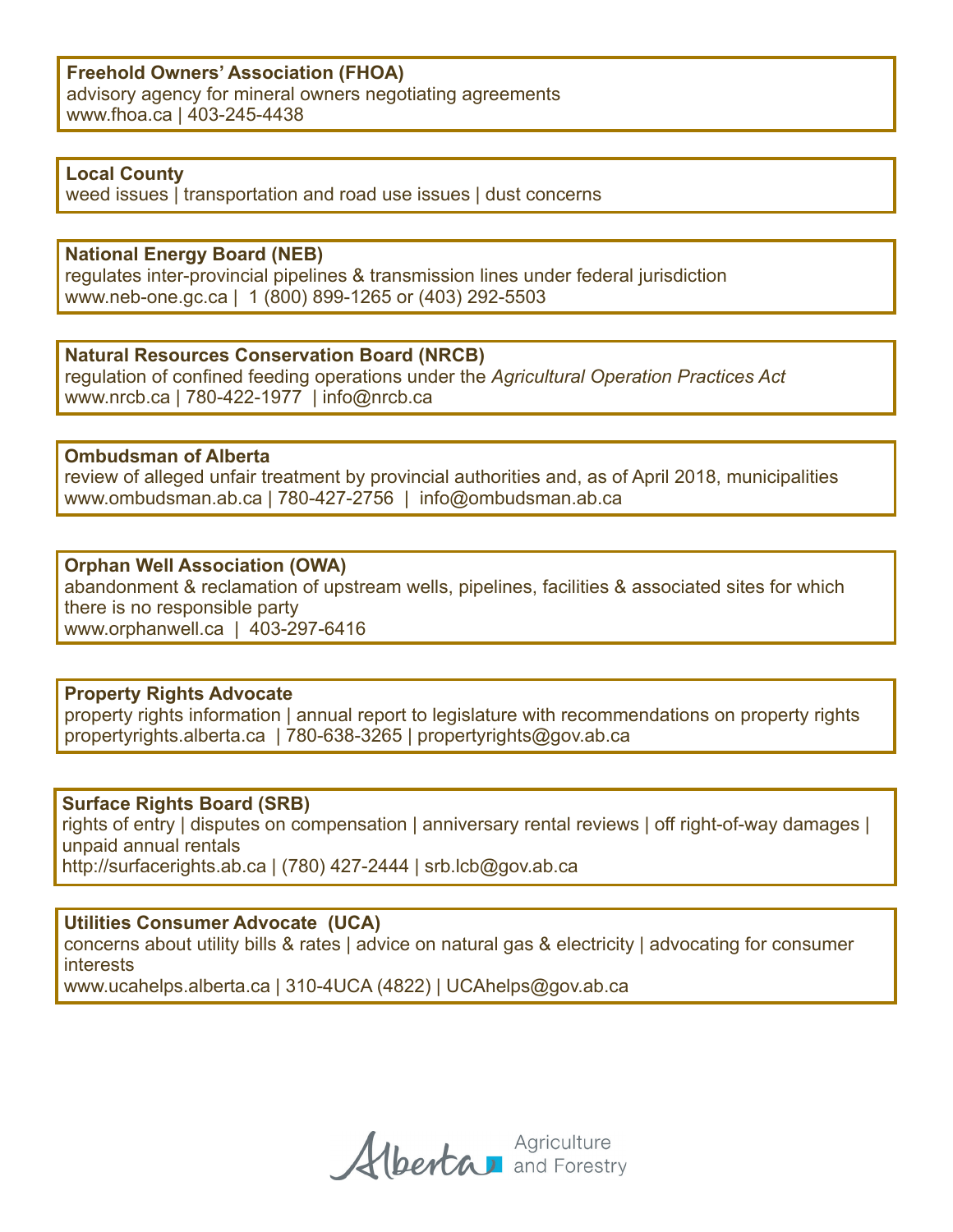**Freehold Owners' Association (FHOA)**
advisory agency for mineral owners negotiating agreements
www.fhoa.ca | 403-245-4438

**Local County**
weed issues | transportation and road use issues | dust concerns

**National Energy Board (NEB)**
regulates inter-provincial pipelines & transmission lines under federal jurisdiction
www.neb-one.gc.ca | 1 (800) 899-1265 or (403) 292-5503

**Natural Resources Conservation Board (NRCB)**
regulation of confined feeding operations under the *Agricultural Operation Practices Act*
www.nrcb.ca | 780-422-1977 | info@nrcb.ca

**Ombudsman of Alberta**
review of alleged unfair treatment by provincial authorities and, as of April 2018, municipalities
www.ombudsman.ab.ca | 780-427-2756 | info@ombudsman.ab.ca

**Orphan Well Association (OWA)**
abandonment & reclamation of upstream wells, pipelines, facilities & associated sites for which there is no responsible party
www.orphanwell.ca | 403-297-6416

**Property Rights Advocate**
property rights information | annual report to legislature with recommendations on property rights
propertyrights.alberta.ca | 780-638-3265 | propertyrights@gov.ab.ca

**Surface Rights Board (SRB)**
rights of entry | disputes on compensation | anniversary rental reviews | off right-of-way damages | unpaid annual rentals
http://surfacerights.ab.ca | (780) 427-2444 | srb.lcb@gov.ab.ca

**Utilities Consumer Advocate (UCA)**
concerns about utility bills & rates | advice on natural gas & electricity | advocating for consumer interests
www.ucahelps.alberta.ca | 310-4UCA (4822) | UCAhelps@gov.ab.ca

Alberta Agriculture and Forestry